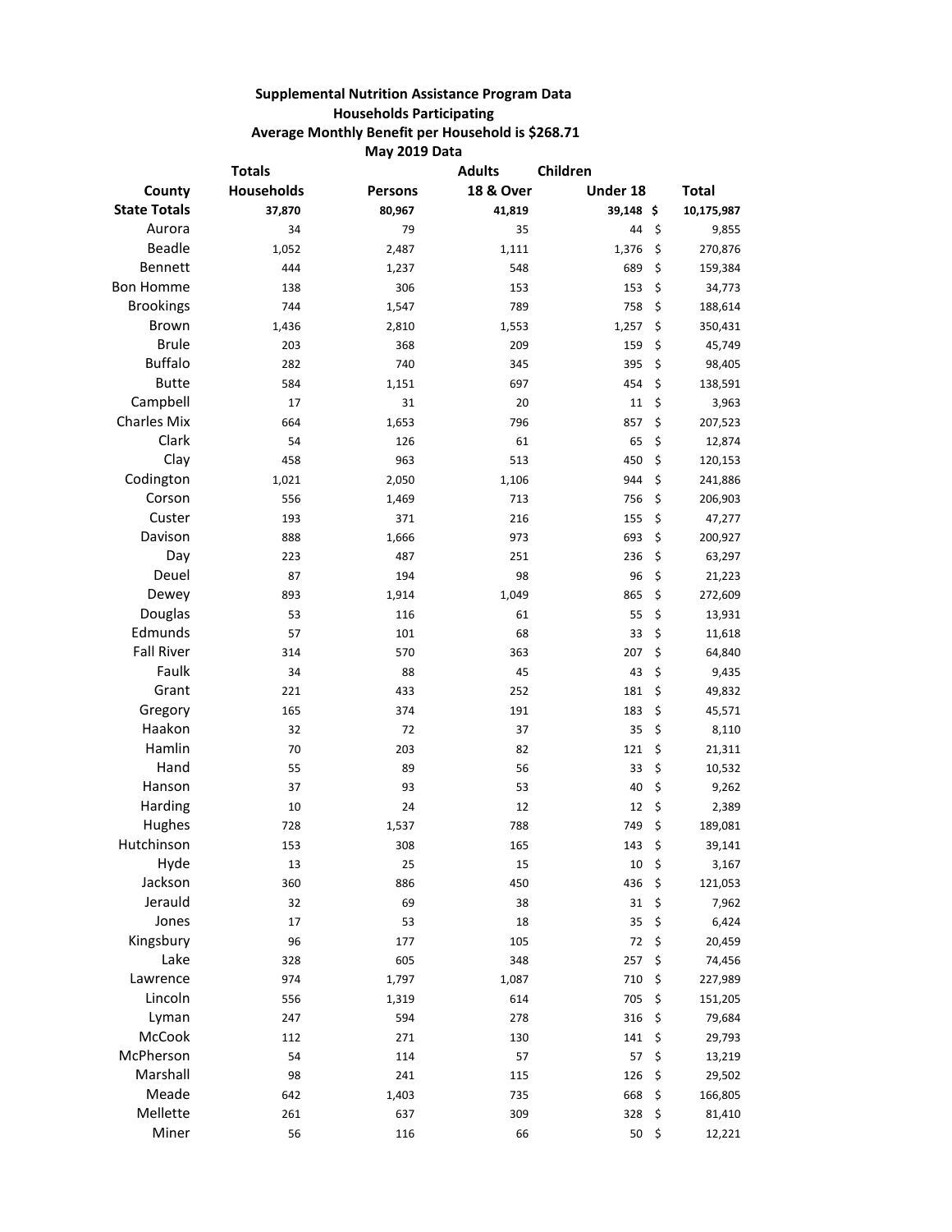**Supplemental Nutrition Assistance Program Data**

**Households Participating**

**Average Monthly Benefit per Household is $268.71**

**May 2019 Data**

| County | Totals Households | Persons | Adults 18 & Over | Children Under 18 | Total |
|---|---|---|---|---|---|
| **State Totals** | **37,870** | **80,967** | **41,819** | **39,148** | **$ 10,175,987** |
| Aurora | 34 | 79 | 35 | 44 | $ 9,855 |
| Beadle | 1,052 | 2,487 | 1,111 | 1,376 | $ 270,876 |
| Bennett | 444 | 1,237 | 548 | 689 | $ 159,384 |
| Bon Homme | 138 | 306 | 153 | 153 | $ 34,773 |
| Brookings | 744 | 1,547 | 789 | 758 | $ 188,614 |
| Brown | 1,436 | 2,810 | 1,553 | 1,257 | $ 350,431 |
| Brule | 203 | 368 | 209 | 159 | $ 45,749 |
| Buffalo | 282 | 740 | 345 | 395 | $ 98,405 |
| Butte | 584 | 1,151 | 697 | 454 | $ 138,591 |
| Campbell | 17 | 31 | 20 | 11 | $ 3,963 |
| Charles Mix | 664 | 1,653 | 796 | 857 | $ 207,523 |
| Clark | 54 | 126 | 61 | 65 | $ 12,874 |
| Clay | 458 | 963 | 513 | 450 | $ 120,153 |
| Codington | 1,021 | 2,050 | 1,106 | 944 | $ 241,886 |
| Corson | 556 | 1,469 | 713 | 756 | $ 206,903 |
| Custer | 193 | 371 | 216 | 155 | $ 47,277 |
| Davison | 888 | 1,666 | 973 | 693 | $ 200,927 |
| Day | 223 | 487 | 251 | 236 | $ 63,297 |
| Deuel | 87 | 194 | 98 | 96 | $ 21,223 |
| Dewey | 893 | 1,914 | 1,049 | 865 | $ 272,609 |
| Douglas | 53 | 116 | 61 | 55 | $ 13,931 |
| Edmunds | 57 | 101 | 68 | 33 | $ 11,618 |
| Fall River | 314 | 570 | 363 | 207 | $ 64,840 |
| Faulk | 34 | 88 | 45 | 43 | $ 9,435 |
| Grant | 221 | 433 | 252 | 181 | $ 49,832 |
| Gregory | 165 | 374 | 191 | 183 | $ 45,571 |
| Haakon | 32 | 72 | 37 | 35 | $ 8,110 |
| Hamlin | 70 | 203 | 82 | 121 | $ 21,311 |
| Hand | 55 | 89 | 56 | 33 | $ 10,532 |
| Hanson | 37 | 93 | 53 | 40 | $ 9,262 |
| Harding | 10 | 24 | 12 | 12 | $ 2,389 |
| Hughes | 728 | 1,537 | 788 | 749 | $ 189,081 |
| Hutchinson | 153 | 308 | 165 | 143 | $ 39,141 |
| Hyde | 13 | 25 | 15 | 10 | $ 3,167 |
| Jackson | 360 | 886 | 450 | 436 | $ 121,053 |
| Jerauld | 32 | 69 | 38 | 31 | $ 7,962 |
| Jones | 17 | 53 | 18 | 35 | $ 6,424 |
| Kingsbury | 96 | 177 | 105 | 72 | $ 20,459 |
| Lake | 328 | 605 | 348 | 257 | $ 74,456 |
| Lawrence | 974 | 1,797 | 1,087 | 710 | $ 227,989 |
| Lincoln | 556 | 1,319 | 614 | 705 | $ 151,205 |
| Lyman | 247 | 594 | 278 | 316 | $ 79,684 |
| McCook | 112 | 271 | 130 | 141 | $ 29,793 |
| McPherson | 54 | 114 | 57 | 57 | $ 13,219 |
| Marshall | 98 | 241 | 115 | 126 | $ 29,502 |
| Meade | 642 | 1,403 | 735 | 668 | $ 166,805 |
| Mellette | 261 | 637 | 309 | 328 | $ 81,410 |
| Miner | 56 | 116 | 66 | 50 | $ 12,221 |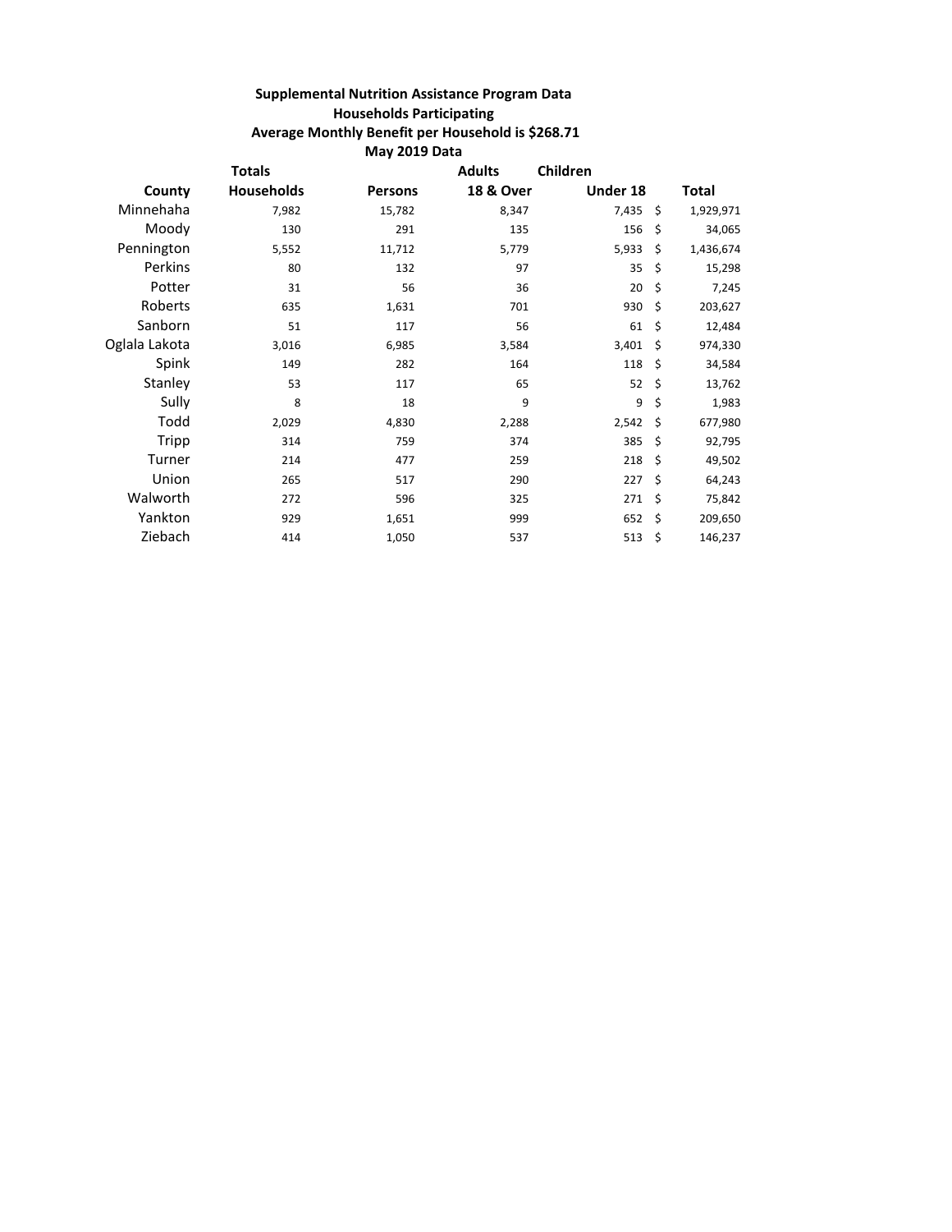**Supplemental Nutrition Assistance Program Data**
**Households Participating**
**Average Monthly Benefit per Household is $268.71**
**May 2019 Data**

| County | Totals Households | Persons | Adults 18 & Over | Children Under 18 | Total |
|---|---|---|---|---|---|
| Minnehaha | 7,982 | 15,782 | 8,347 | 7,435 | $ 1,929,971 |
| Moody | 130 | 291 | 135 | 156 | $ 34,065 |
| Pennington | 5,552 | 11,712 | 5,779 | 5,933 | $ 1,436,674 |
| Perkins | 80 | 132 | 97 | 35 | $ 15,298 |
| Potter | 31 | 56 | 36 | 20 | $ 7,245 |
| Roberts | 635 | 1,631 | 701 | 930 | $ 203,627 |
| Sanborn | 51 | 117 | 56 | 61 | $ 12,484 |
| Oglala Lakota | 3,016 | 6,985 | 3,584 | 3,401 | $ 974,330 |
| Spink | 149 | 282 | 164 | 118 | $ 34,584 |
| Stanley | 53 | 117 | 65 | 52 | $ 13,762 |
| Sully | 8 | 18 | 9 | 9 | $ 1,983 |
| Todd | 2,029 | 4,830 | 2,288 | 2,542 | $ 677,980 |
| Tripp | 314 | 759 | 374 | 385 | $ 92,795 |
| Turner | 214 | 477 | 259 | 218 | $ 49,502 |
| Union | 265 | 517 | 290 | 227 | $ 64,243 |
| Walworth | 272 | 596 | 325 | 271 | $ 75,842 |
| Yankton | 929 | 1,651 | 999 | 652 | $ 209,650 |
| Ziebach | 414 | 1,050 | 537 | 513 | $ 146,237 |